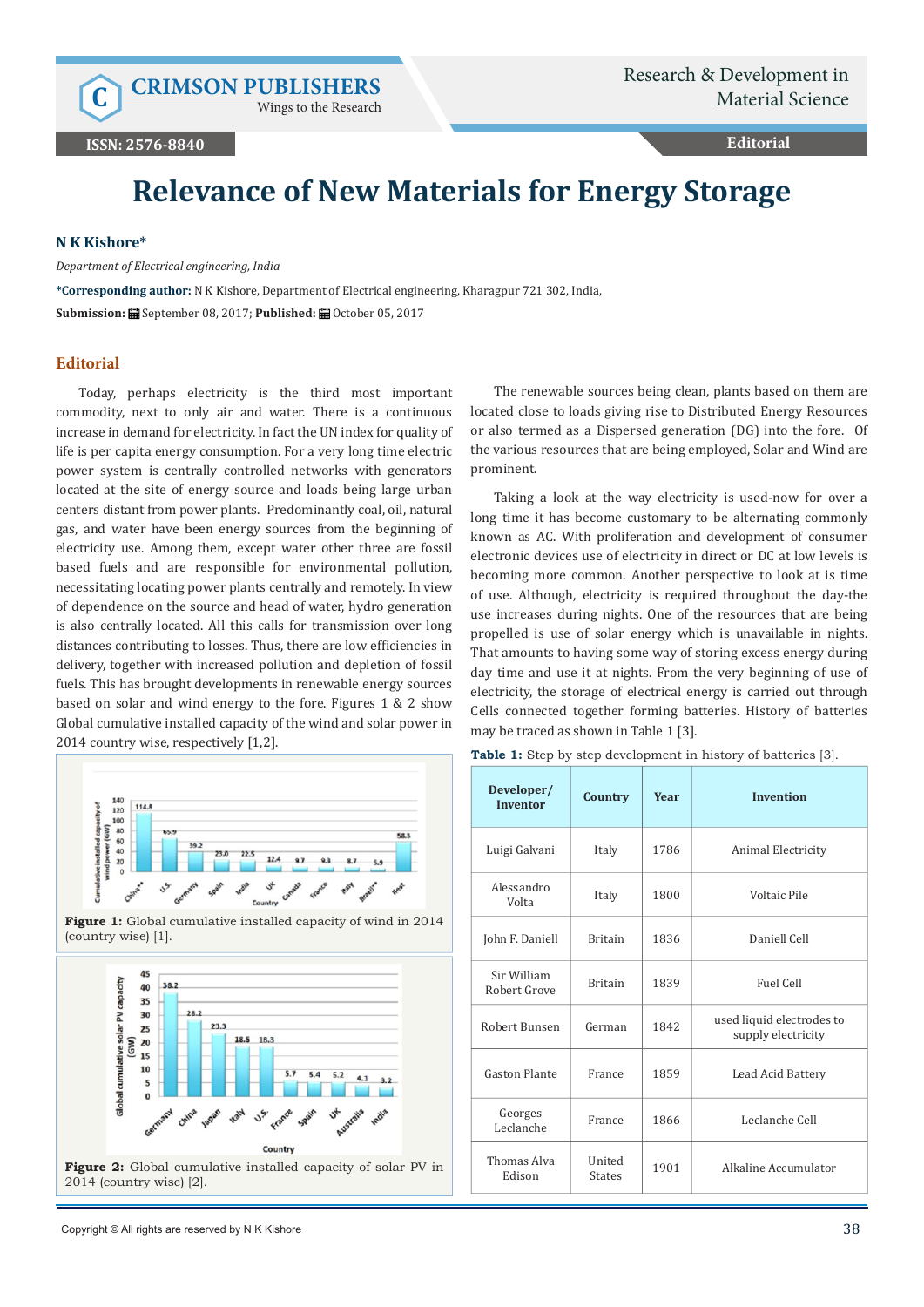# Relevance of New Materials for Energy Storage

**N K Kishore***

*Department of Electrical engineering, India*

***Corresponding author:** N K Kishore, Department of Electrical engineering, Kharagpur 721 302, India,

**Submission:** September 08, 2017; **Published:** October 05, 2017

## Editorial

Today, perhaps electricity is the third most important commodity, next to only air and water. There is a continuous increase in demand for electricity. In fact the UN index for quality of life is per capita energy consumption. For a very long time electric power system is centrally controlled networks with generators located at the site of energy source and loads being large urban centers distant from power plants. Predominantly coal, oil, natural gas, and water have been energy sources from the beginning of electricity use. Among them, except water other three are fossil based fuels and are responsible for environmental pollution, necessitating locating power plants centrally and remotely. In view of dependence on the source and head of water, hydro generation is also centrally located. All this calls for transmission over long distances contributing to losses. Thus, there are low efficiencies in delivery, together with increased pollution and depletion of fossil fuels. This has brought developments in renewable energy sources based on solar and wind energy to the fore. Figures 1 & 2 show Global cumulative installed capacity of the wind and solar power in 2014 country wise, respectively [1,2].

**Figure 1:** Global cumulative installed capacity of wind in 2014 (country wise) [1].

**Figure 2:** Global cumulative installed capacity of solar PV in 2014 (country wise) [2].

The renewable sources being clean, plants based on them are located close to loads giving rise to Distributed Energy Resources or also termed as a Dispersed generation (DG) into the fore. Of the various resources that are being employed, Solar and Wind are prominent.

Taking a look at the way electricity is used-now for over a long time it has become customary to be alternating commonly known as AC. With proliferation and development of consumer electronic devices use of electricity in direct or DC at low levels is becoming more common. Another perspective to look at is time of use. Although, electricity is required throughout the day-the use increases during nights. One of the resources that are being propelled is use of solar energy which is unavailable in nights. That amounts to having some way of storing excess energy during day time and use it at nights. From the very beginning of use of electricity, the storage of electrical energy is carried out through Cells connected together forming batteries. History of batteries may be traced as shown in Table 1 [3].

**Table 1:** Step by step development in history of batteries [3].

| Developer/ Inventor | Country | Year | Invention |
|---|---|---|---|
| Luigi Galvani | Italy | 1786 | Animal Electricity |
| Alessandro Volta | Italy | 1800 | Voltaic Pile |
| John F. Daniell | Britain | 1836 | Daniell Cell |
| Sir William Robert Grove | Britain | 1839 | Fuel Cell |
| Robert Bunsen | German | 1842 | used liquid electrodes to supply electricity |
| Gaston Plante | France | 1859 | Lead Acid Battery |
| Georges Leclanche | France | 1866 | Leclanche Cell |
| Thomas Alva Edison | United States | 1901 | Alkaline Accumulator |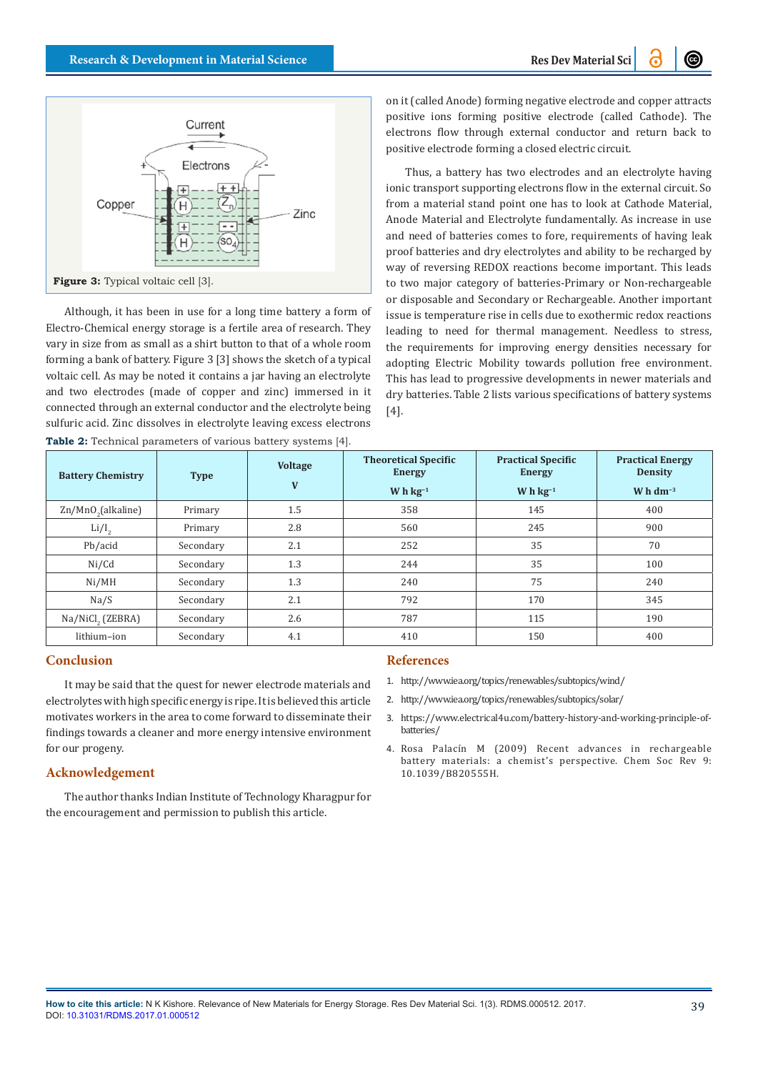Figure 3: Typical voltaic cell [3].

Although, it has been in use for a long time battery a form of Electro-Chemical energy storage is a fertile area of research. They vary in size from as small as a shirt button to that of a whole room forming a bank of battery. Figure 3 [3] shows the sketch of a typical voltaic cell. As may be noted it contains a jar having an electrolyte and two electrodes (made of copper and zinc) immersed in it connected through an external conductor and the electrolyte being sulfuric acid. Zinc dissolves in electrolyte leaving excess electrons on it (called Anode) forming negative electrode and copper attracts positive ions forming positive electrode (called Cathode). The electrons flow through external conductor and return back to positive electrode forming a closed electric circuit.

Thus, a battery has two electrodes and an electrolyte having ionic transport supporting electrons flow in the external circuit. So from a material stand point one has to look at Cathode Material, Anode Material and Electrolyte fundamentally. As increase in use and need of batteries comes to fore, requirements of having leak proof batteries and dry electrolytes and ability to be recharged by way of reversing REDOX reactions become important. This leads to two major category of batteries-Primary or Non-rechargeable or disposable and Secondary or Rechargeable. Another important issue is temperature rise in cells due to exothermic redox reactions leading to need for thermal management. Needless to stress, the requirements for improving energy densities necessary for adopting Electric Mobility towards pollution free environment. This has lead to progressive developments in newer materials and dry batteries. Table 2 lists various specifications of battery systems [4].

**Table 2:** Technical parameters of various battery systems [4].

| Battery Chemistry | Type | Voltage V | Theoretical Specific Energy W h kg$^{-1}$ | Practical Specific Energy W h kg$^{-1}$ | Practical Energy Density W h dm$^{-3}$ |
|---|---|---|---|---|---|
| $Zn/MnO_2$(alkaline) | Primary | 1.5 | 358 | 145 | 400 |
| $Li/I_2$ | Primary | 2.8 | 560 | 245 | 900 |
| Pb/acid | Secondary | 2.1 | 252 | 35 | 70 |
| Ni/Cd | Secondary | 1.3 | 244 | 35 | 100 |
| Ni/MH | Secondary | 1.3 | 240 | 75 | 240 |
| Na/S | Secondary | 2.1 | 792 | 170 | 345 |
| $Na/NiCl_2$ (ZEBRA) | Secondary | 2.6 | 787 | 115 | 190 |
| lithium–ion | Secondary | 4.1 | 410 | 150 | 400 |

## Conclusion

It may be said that the quest for newer electrode materials and electrolytes with high specific energy is ripe. It is believed this article motivates workers in the area to come forward to disseminate their findings towards a cleaner and more energy intensive environment for our progeny.

## Acknowledgement

The author thanks Indian Institute of Technology Kharagpur for the encouragement and permission to publish this article.

## References

1. http://www.iea.org/topics/renewables/subtopics/wind/
2. http://www.iea.org/topics/renewables/subtopics/solar/
3. https://www.electrical4u.com/battery-history-and-working-principle-of-batteries/
4. Rosa Palacín M (2009) Recent advances in rechargeable battery materials: a chemist's perspective. Chem Soc Rev 9: 10.1039/B820555H.

**How to cite this article:** N K Kishore. Relevance of New Materials for Energy Storage. Res Dev Material Sci. 1(3). RDMS.000512. 2017. DOI: 10.31031/RDMS.2017.01.000512